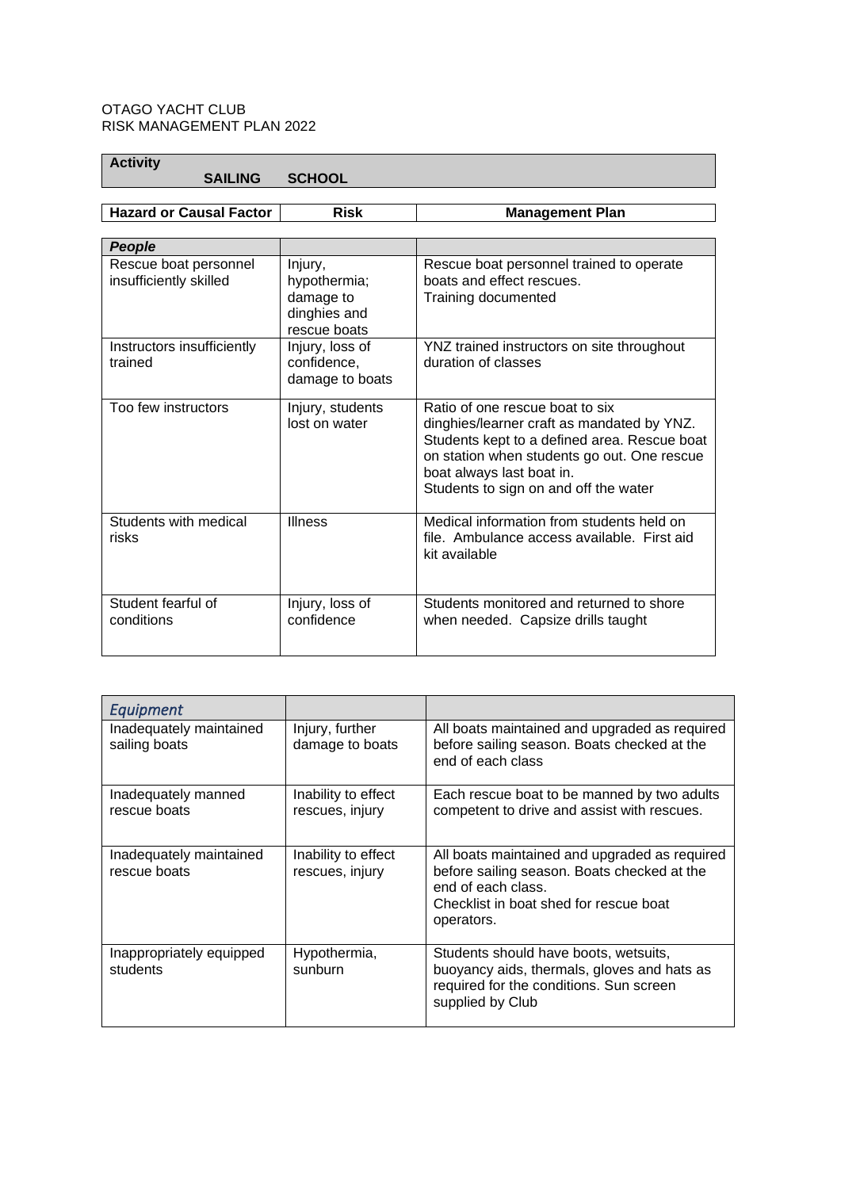OTAGO YACHT CLUB
RISK MANAGEMENT PLAN 2022

| **Activity** | | |
|---|---|---|
| **SAILING SCHOOL** | | |

| **Hazard or Causal Factor** | **Risk** | **Management Plan** |
|---|---|---|
| ***People*** | | |
| Rescue boat personnel insufficiently skilled | Injury, hypothermia; damage to dinghies and rescue boats | Rescue boat personnel trained to operate boats and effect rescues.<br>Training documented |
| Instructors insufficiently trained | Injury, loss of confidence, damage to boats | YNZ trained instructors on site throughout duration of classes |
| Too few instructors | Injury, students lost on water | Ratio of one rescue boat to six dinghies/learner craft as mandated by YNZ. Students kept to a defined area. Rescue boat on station when students go out. One rescue boat always last boat in.<br>Students to sign on and off the water |
| Students with medical risks | Illness | Medical information from students held on file. Ambulance access available. First aid kit available |
| Student fearful of conditions | Injury, loss of confidence | Students monitored and returned to shore when needed. Capsize drills taught |

| *Equipment* | | |
|---|---|---|
| Inadequately maintained sailing boats | Injury, further damage to boats | All boats maintained and upgraded as required before sailing season. Boats checked at the end of each class |
| Inadequately manned rescue boats | Inability to effect rescues, injury | Each rescue boat to be manned by two adults competent to drive and assist with rescues. |
| Inadequately maintained rescue boats | Inability to effect rescues, injury | All boats maintained and upgraded as required before sailing season. Boats checked at the end of each class.<br>Checklist in boat shed for rescue boat operators. |
| Inappropriately equipped students | Hypothermia, sunburn | Students should have boots, wetsuits, buoyancy aids, thermals, gloves and hats as required for the conditions. Sun screen supplied by Club |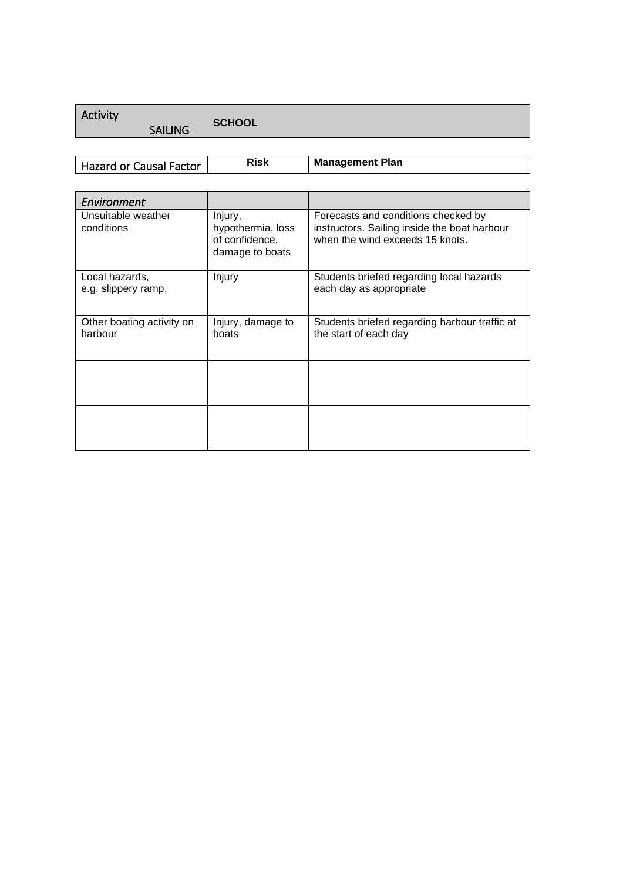| Activity SAILING | SCHOOL |
|---|---|

| Hazard or Causal Factor | Risk | Management Plan |
|---|---|---|
| *Environment* | | |
| Unsuitable weather conditions | Injury, hypothermia, loss of confidence, damage to boats | Forecasts and conditions checked by instructors. Sailing inside the boat harbour when the wind exceeds 15 knots. |
| Local hazards, e.g. slippery ramp, | Injury | Students briefed regarding local hazards each day as appropriate |
| Other boating activity on harbour | Injury, damage to boats | Students briefed regarding harbour traffic at the start of each day |
| | | |
| | | |